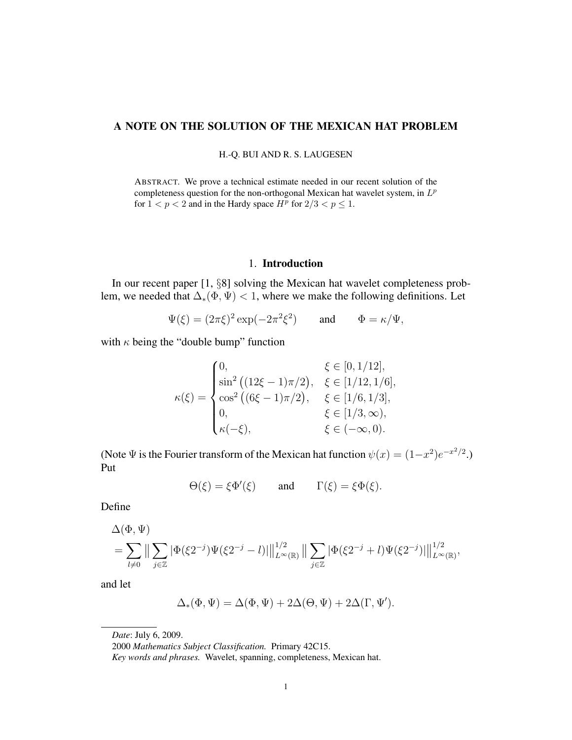# A NOTE ON THE SOLUTION OF THE MEXICAN HAT PROBLEM

H.-Q. BUI AND R. S. LAUGESEN

ABSTRACT. We prove a technical estimate needed in our recent solution of the completeness question for the non-orthogonal Mexican hat wavelet system, in $L^p$ for $1 < p < 2$ and in the Hardy space $H^p$ for $2/3 < p \leq 1$.

## 1. Introduction

In our recent paper [1, §8] solving the Mexican hat wavelet completeness problem, we needed that $\Delta_*(\Phi, \Psi) < 1$, where we make the following definitions. Let

$$\Psi(\xi) = (2\pi\xi)^2 \exp(-2\pi^2\xi^2) \qquad \text{and} \qquad \Phi = \kappa/\Psi,$$

with $\kappa$ being the "double bump" function

$$\kappa(\xi) = \begin{cases} 0, & \xi \in [0, 1/12], \\ \sin^2\big((12\xi - 1)\pi/2\big), & \xi \in [1/12, 1/6], \\ \cos^2\big((6\xi - 1)\pi/2\big), & \xi \in [1/6, 1/3], \\ 0, & \xi \in [1/3, \infty), \\ \kappa(-\xi), & \xi \in (-\infty, 0). \end{cases}$$

(Note $\Psi$ is the Fourier transform of the Mexican hat function $\psi(x) = (1-x^2)e^{-x^2/2}$.) Put

$$\Theta(\xi) = \xi\Phi'(\xi) \qquad \text{and} \qquad \Gamma(\xi) = \xi\Phi(\xi).$$

Define

$$\begin{aligned} &\Delta(\Phi, \Psi) \\ &= \sum_{l \neq 0} \big\| \sum_{j \in \mathbb{Z}} |\Phi(\xi 2^{-j})\Psi(\xi 2^{-j} - l)| \big\|_{L^\infty(\mathbb{R})}^{1/2} \big\| \sum_{j \in \mathbb{Z}} |\Phi(\xi 2^{-j} + l)\Psi(\xi 2^{-j})| \big\|_{L^\infty(\mathbb{R})}^{1/2}, \end{aligned}$$

and let

$$\Delta_*(\Phi, \Psi) = \Delta(\Phi, \Psi) + 2\Delta(\Theta, \Psi) + 2\Delta(\Gamma, \Psi').$$

---

*Date*: July 6, 2009.

2000 *Mathematics Subject Classification.* Primary 42C15.

*Key words and phrases.* Wavelet, spanning, completeness, Mexican hat.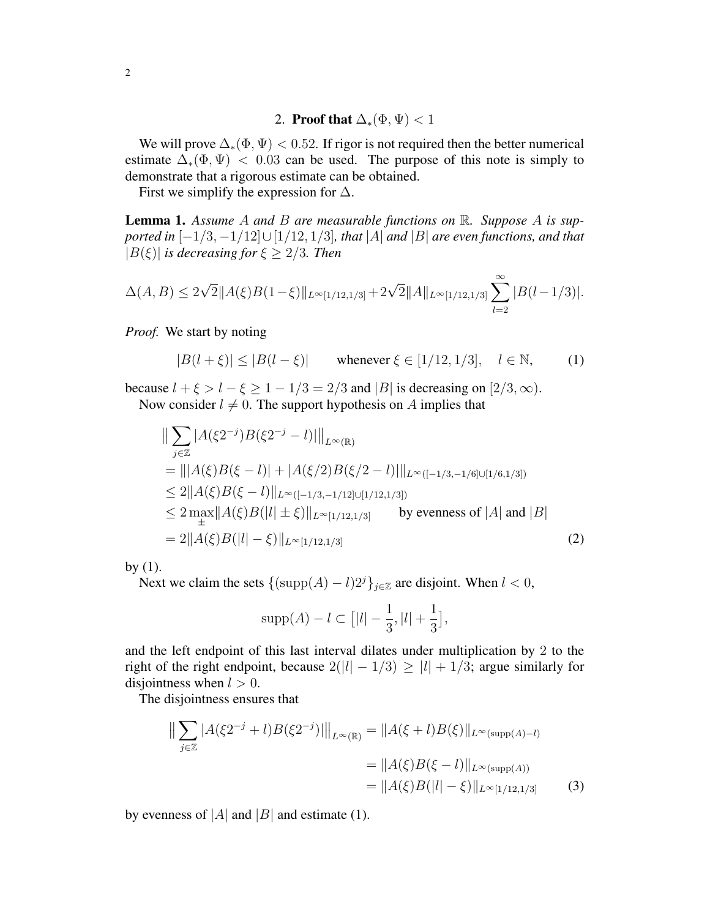## 2. Proof that $\Delta_*(\Phi, \Psi) < 1$

We will prove $\Delta_*(\Phi, \Psi) < 0.52$. If rigor is not required then the better numerical estimate $\Delta_*(\Phi, \Psi) < 0.03$ can be used. The purpose of this note is simply to demonstrate that a rigorous estimate can be obtained.

First we simplify the expression for $\Delta$.

**Lemma 1.** *Assume $A$ and $B$ are measurable functions on $\mathbb{R}$. Suppose $A$ is supported in $[-1/3, -1/12] \cup [1/12, 1/3]$, that $|A|$ and $|B|$ are even functions, and that $|B(\xi)|$ is decreasing for $\xi \geq 2/3$. Then*

$$\Delta(A, B) \leq 2\sqrt{2}\|A(\xi)B(1-\xi)\|_{L^\infty[1/12,1/3]} + 2\sqrt{2}\|A\|_{L^\infty[1/12,1/3]} \sum_{l=2}^{\infty} |B(l-1/3)|.$$

*Proof.* We start by noting

$$|B(l + \xi)| \leq |B(l - \xi)| \qquad \text{whenever } \xi \in [1/12, 1/3], \quad l \in \mathbb{N}, \tag{1}$$

because $l + \xi > l - \xi \geq 1 - 1/3 = 2/3$ and $|B|$ is decreasing on $[2/3, \infty)$.

Now consider $l \neq 0$. The support hypothesis on $A$ implies that

$$\begin{aligned}
&\big\| \sum_{j \in \mathbb{Z}} |A(\xi 2^{-j}) B(\xi 2^{-j} - l)| \big\|_{L^\infty(\mathbb{R})} \\
&= \| |A(\xi)B(\xi - l)| + |A(\xi/2)B(\xi/2 - l)| \|_{L^\infty([-1/3,-1/6] \cup [1/6,1/3])} \\
&\leq 2\|A(\xi)B(\xi - l)\|_{L^\infty([-1/3,-1/12] \cup [1/12,1/3])} \\
&\leq 2 \max_{\pm} \|A(\xi)B(|l| \pm \xi)\|_{L^\infty[1/12,1/3]} \qquad \text{by evenness of } |A| \text{ and } |B| \\
&= 2\|A(\xi)B(|l| - \xi)\|_{L^\infty[1/12,1/3]}
\end{aligned} \tag{2}$$

by (1).

Next we claim the sets $\{(\operatorname{supp}(A) - l)2^j\}_{j \in \mathbb{Z}}$ are disjoint. When $l < 0$,

$$\operatorname{supp}(A) - l \subset \big[|l| - \frac{1}{3}, |l| + \frac{1}{3}\big],$$

and the left endpoint of this last interval dilates under multiplication by 2 to the right of the right endpoint, because $2(|l| - 1/3) \geq |l| + 1/3$; argue similarly for disjointness when $l > 0$.

The disjointness ensures that

$$\begin{aligned}
\big\| \sum_{j \in \mathbb{Z}} |A(\xi 2^{-j} + l) B(\xi 2^{-j})| \big\|_{L^\infty(\mathbb{R})} &= \|A(\xi + l)B(\xi)\|_{L^\infty(\operatorname{supp}(A) - l)} \\
&= \|A(\xi)B(\xi - l)\|_{L^\infty(\operatorname{supp}(A))} \\
&= \|A(\xi)B(|l| - \xi)\|_{L^\infty[1/12,1/3]}
\end{aligned} \tag{3}$$

by evenness of $|A|$ and $|B|$ and estimate (1).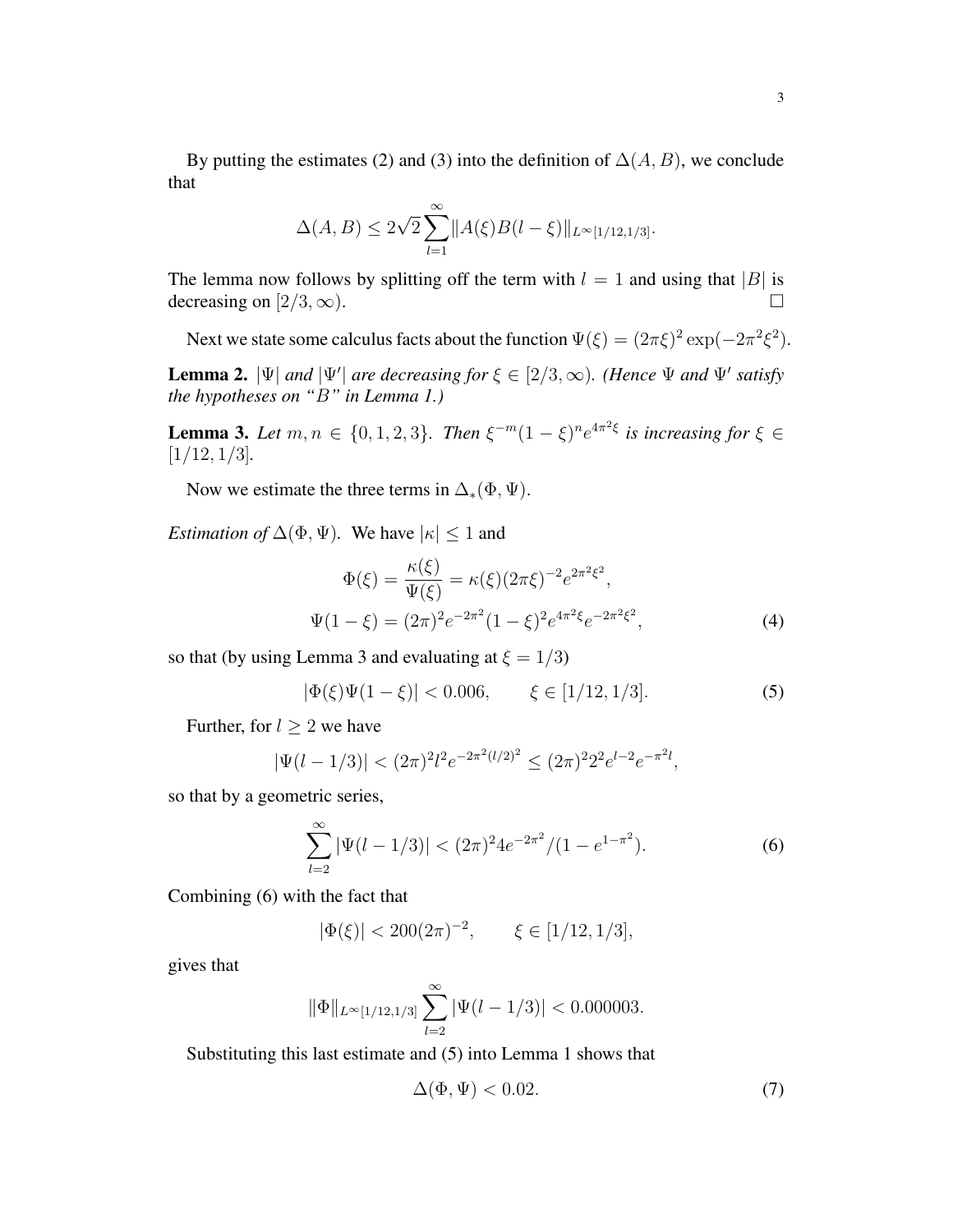By putting the estimates (2) and (3) into the definition of $\Delta(A, B)$, we conclude that

$$\Delta(A, B) \leq 2\sqrt{2} \sum_{l=1}^{\infty} \|A(\xi)B(l - \xi)\|_{L^\infty[1/12, 1/3]}.$$

The lemma now follows by splitting off the term with $l = 1$ and using that $|B|$ is decreasing on $[2/3, \infty)$. $\square$

Next we state some calculus facts about the function $\Psi(\xi) = (2\pi\xi)^2 \exp(-2\pi^2\xi^2)$.

**Lemma 2.** *$|\Psi|$ and $|\Psi'|$ are decreasing for $\xi \in [2/3, \infty)$. (Hence $\Psi$ and $\Psi'$ satisfy the hypotheses on "$B$" in Lemma 1.)*

**Lemma 3.** *Let $m, n \in \{0, 1, 2, 3\}$. Then $\xi^{-m}(1 - \xi)^n e^{4\pi^2\xi}$ is increasing for $\xi \in [1/12, 1/3]$.*

Now we estimate the three terms in $\Delta_*(\Phi, \Psi)$.

*Estimation of* $\Delta(\Phi, \Psi)$. We have $|\kappa| \leq 1$ and

$$\Phi(\xi) = \frac{\kappa(\xi)}{\Psi(\xi)} = \kappa(\xi)(2\pi\xi)^{-2} e^{2\pi^2\xi^2},$$
$$\Psi(1 - \xi) = (2\pi)^2 e^{-2\pi^2}(1 - \xi)^2 e^{4\pi^2\xi} e^{-2\pi^2\xi^2}, \tag{4}$$

so that (by using Lemma 3 and evaluating at $\xi = 1/3$)

$$|\Phi(\xi)\Psi(1 - \xi)| < 0.006, \qquad \xi \in [1/12, 1/3]. \tag{5}$$

Further, for $l \geq 2$ we have

$$|\Psi(l - 1/3)| < (2\pi)^2 l^2 e^{-2\pi^2(l/2)^2} \leq (2\pi)^2 2^2 e^{l-2} e^{-\pi^2 l},$$

so that by a geometric series,

$$\sum_{l=2}^{\infty} |\Psi(l - 1/3)| < (2\pi)^2 4 e^{-2\pi^2}/(1 - e^{1-\pi^2}). \tag{6}$$

Combining (6) with the fact that

$$|\Phi(\xi)| < 200(2\pi)^{-2}, \qquad \xi \in [1/12, 1/3],$$

gives that

$$\|\Phi\|_{L^\infty[1/12,1/3]} \sum_{l=2}^{\infty} |\Psi(l - 1/3)| < 0.000003.$$

Substituting this last estimate and (5) into Lemma 1 shows that

$$\Delta(\Phi, \Psi) < 0.02. \tag{7}$$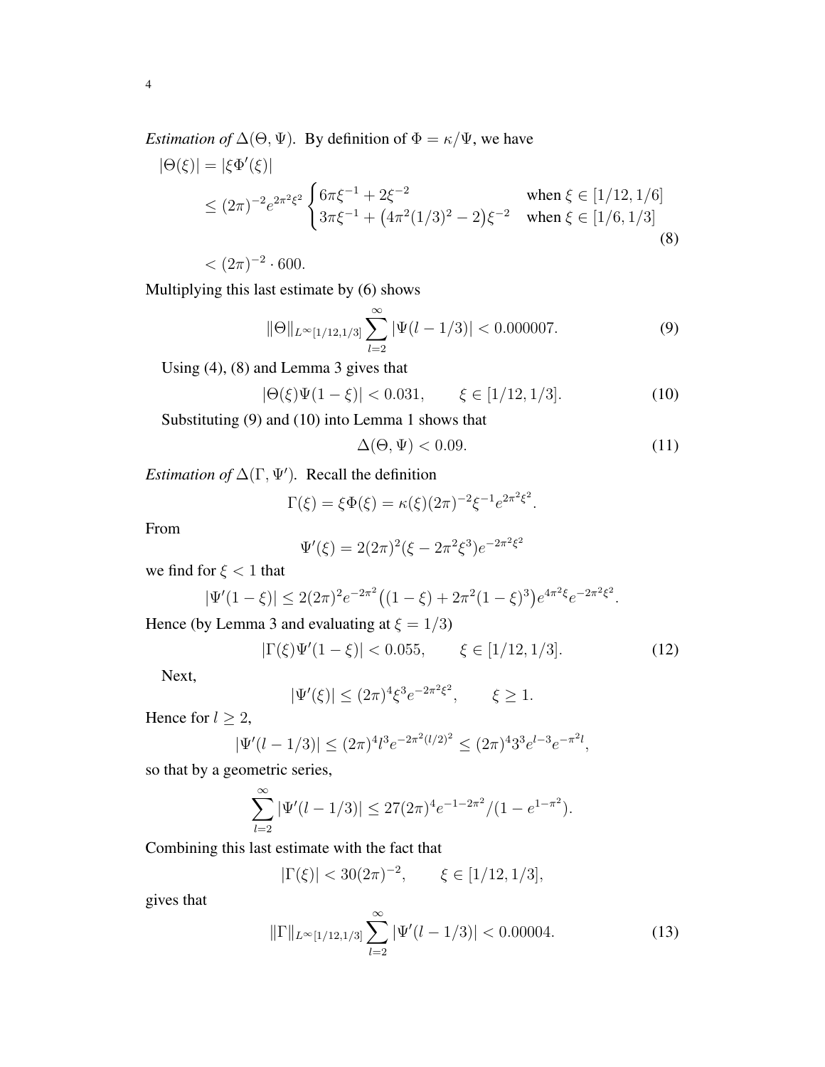*Estimation of* $\Delta(\Theta, \Psi)$. By definition of $\Phi = \kappa/\Psi$, we have

$$
\begin{aligned}
|\Theta(\xi)| &= |\xi \Phi'(\xi)| \\
&\leq (2\pi)^{-2} e^{2\pi^2\xi^2} \begin{cases} 6\pi\xi^{-1} + 2\xi^{-2} & \text{when } \xi \in [1/12, 1/6] \\ 3\pi\xi^{-1} + \big(4\pi^2(1/3)^2 - 2\big)\xi^{-2} & \text{when } \xi \in [1/6, 1/3] \end{cases} \qquad (8) \\
&< (2\pi)^{-2} \cdot 600.
\end{aligned}
$$

Multiplying this last estimate by (6) shows

$$
\|\Theta\|_{L^\infty[1/12,1/3]} \sum_{l=2}^{\infty} |\Psi(l - 1/3)| < 0.000007. \qquad (9)
$$

Using (4), (8) and Lemma 3 gives that

$$
|\Theta(\xi)\Psi(1-\xi)| < 0.031, \qquad \xi \in [1/12, 1/3]. \qquad (10)
$$

Substituting (9) and (10) into Lemma 1 shows that

$$
\Delta(\Theta, \Psi) < 0.09. \qquad (11)
$$

*Estimation of* $\Delta(\Gamma, \Psi')$. Recall the definition

$$
\Gamma(\xi) = \xi\Phi(\xi) = \kappa(\xi)(2\pi)^{-2}\xi^{-1}e^{2\pi^2\xi^2}.
$$

From

$$
\Psi'(\xi) = 2(2\pi)^2(\xi - 2\pi^2\xi^3)e^{-2\pi^2\xi^2}
$$

we find for $\xi < 1$ that

$$
|\Psi'(1-\xi)| \leq 2(2\pi)^2 e^{-2\pi^2}\big((1-\xi) + 2\pi^2(1-\xi)^3\big)e^{4\pi^2\xi}e^{-2\pi^2\xi^2}.
$$

Hence (by Lemma 3 and evaluating at $\xi = 1/3$)

$$
|\Gamma(\xi)\Psi'(1-\xi)| < 0.055, \qquad \xi \in [1/12, 1/3]. \qquad (12)
$$

Next,

$$
|\Psi'(\xi)| \leq (2\pi)^4\xi^3 e^{-2\pi^2\xi^2}, \qquad \xi \geq 1.
$$

Hence for $l \geq 2$,

$$
|\Psi'(l - 1/3)| \leq (2\pi)^4 l^3 e^{-2\pi^2(l/2)^2} \leq (2\pi)^4 3^3 e^{l-3}e^{-\pi^2 l},
$$

so that by a geometric series,

$$
\sum_{l=2}^{\infty} |\Psi'(l - 1/3)| \leq 27(2\pi)^4 e^{-1-2\pi^2}/(1 - e^{1-\pi^2}).
$$

Combining this last estimate with the fact that

$$
|\Gamma(\xi)| < 30(2\pi)^{-2}, \qquad \xi \in [1/12, 1/3],
$$

gives that

$$
\|\Gamma\|_{L^\infty[1/12,1/3]} \sum_{l=2}^{\infty} |\Psi'(l - 1/3)| < 0.00004. \qquad (13)
$$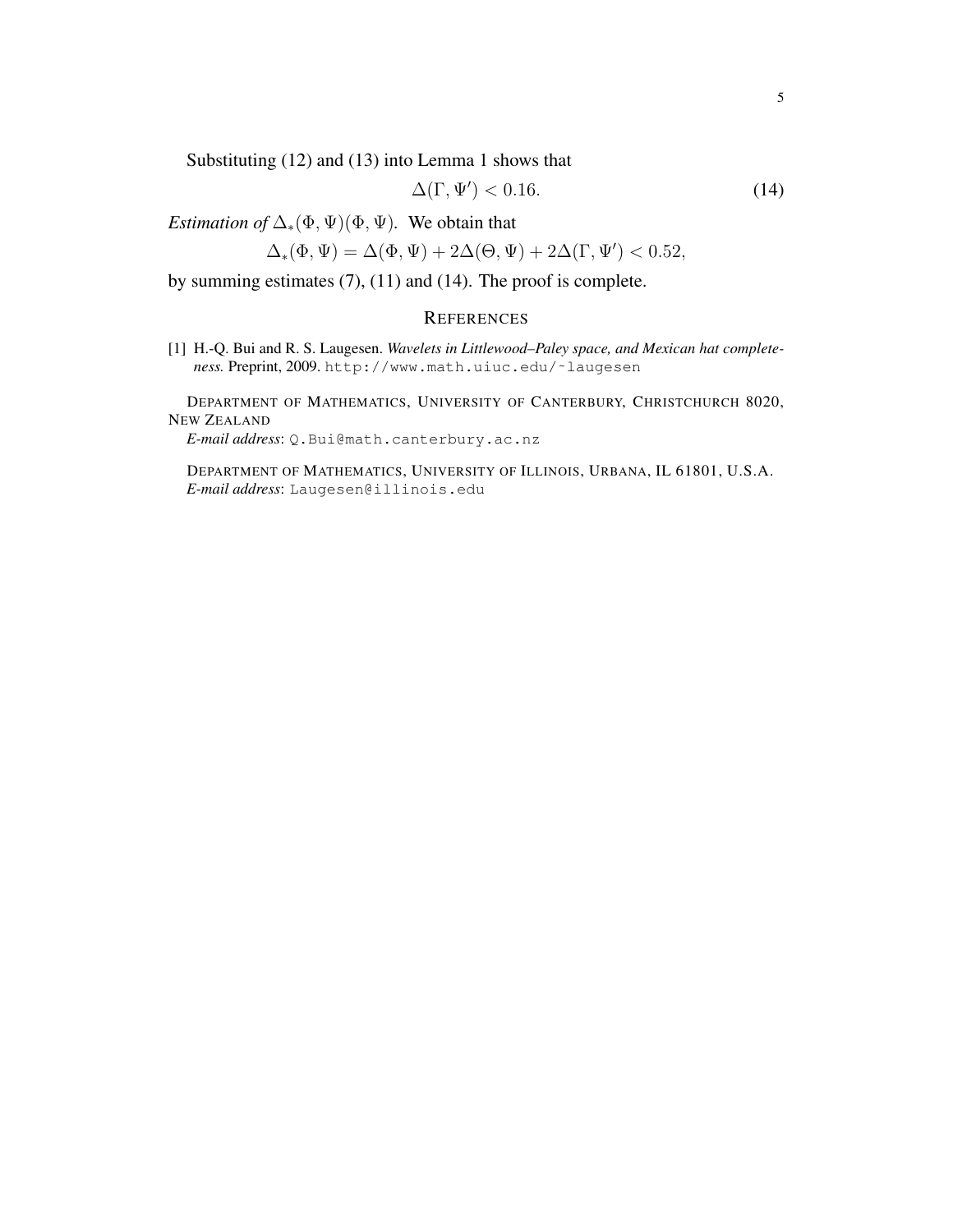Substituting (12) and (13) into Lemma 1 shows that

$$\Delta(\Gamma, \Psi') < 0.16. \tag{14}$$

*Estimation of* $\Delta_*(\Phi, \Psi)(\Phi, \Psi)$. We obtain that

$$\Delta_*(\Phi, \Psi) = \Delta(\Phi, \Psi) + 2\Delta(\Theta, \Psi) + 2\Delta(\Gamma, \Psi') < 0.52,$$

by summing estimates (7), (11) and (14). The proof is complete.

## REFERENCES

[1] H.-Q. Bui and R. S. Laugesen. ***Wavelets in Littlewood–Paley space, and Mexican hat completeness.*** Preprint, 2009. `http://www.math.uiuc.edu/~laugesen`

DEPARTMENT OF MATHEMATICS, UNIVERSITY OF CANTERBURY, CHRISTCHURCH 8020, NEW ZEALAND

*E-mail address*: `Q.Bui@math.canterbury.ac.nz`

DEPARTMENT OF MATHEMATICS, UNIVERSITY OF ILLINOIS, URBANA, IL 61801, U.S.A.

*E-mail address*: `Laugesen@illinois.edu`